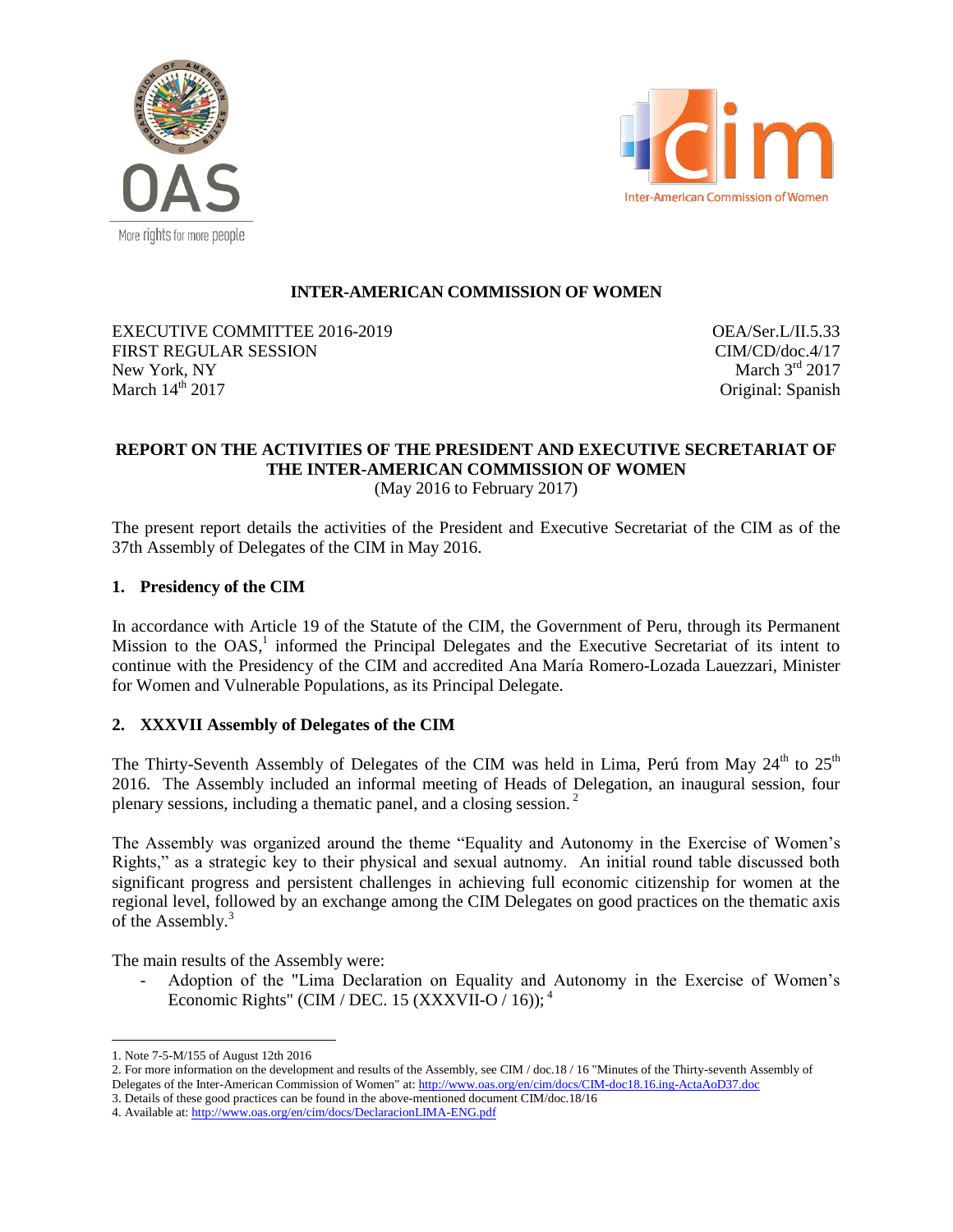OAS

More rights for more people

Inter-American Commission of Women

**INTER-AMERICAN COMMISSION OF WOMEN**

EXECUTIVE COMMITTEE 2016-2019
FIRST REGULAR SESSION
New York, NY
March 14th 2017

OEA/Ser.L/II.5.33
CIM/CD/doc.4/17
March 3rd 2017
Original: Spanish

**REPORT ON THE ACTIVITIES OF THE PRESIDENT AND EXECUTIVE SECRETARIAT OF THE INTER-AMERICAN COMMISSION OF WOMEN**
(May 2016 to February 2017)

The present report details the activities of the President and Executive Secretariat of the CIM as of the 37th Assembly of Delegates of the CIM in May 2016.

## 1. Presidency of the CIM

In accordance with Article 19 of the Statute of the CIM, the Government of Peru, through its Permanent Mission to the OAS,[1] informed the Principal Delegates and the Executive Secretariat of its intent to continue with the Presidency of the CIM and accredited Ana María Romero-Lozada Lauezzari, Minister for Women and Vulnerable Populations, as its Principal Delegate.

## 2. XXXVII Assembly of Delegates of the CIM

The Thirty-Seventh Assembly of Delegates of the CIM was held in Lima, Perú from May 24th to 25th 2016. The Assembly included an informal meeting of Heads of Delegation, an inaugural session, four plenary sessions, including a thematic panel, and a closing session.[2]

The Assembly was organized around the theme "Equality and Autonomy in the Exercise of Women's Rights," as a strategic key to their physical and sexual autnomy. An initial round table discussed both significant progress and persistent challenges in achieving full economic citizenship for women at the regional level, followed by an exchange among the CIM Delegates on good practices on the thematic axis of the Assembly.[3]

The main results of the Assembly were:

- Adoption of the "Lima Declaration on Equality and Autonomy in the Exercise of Women's Economic Rights" (CIM / DEC. 15 (XXXVII-O / 16));[4]

1. Note 7-5-M/155 of August 12th 2016
2. For more information on the development and results of the Assembly, see CIM / doc.18 / 16 "Minutes of the Thirty-seventh Assembly of Delegates of the Inter-American Commission of Women" at: http://www.oas.org/en/cim/docs/CIM-doc18.16.ing-ActaAoD37.doc
3. Details of these good practices can be found in the above-mentioned document CIM/doc.18/16
4. Available at: http://www.oas.org/en/cim/docs/DeclaracionLIMA-ENG.pdf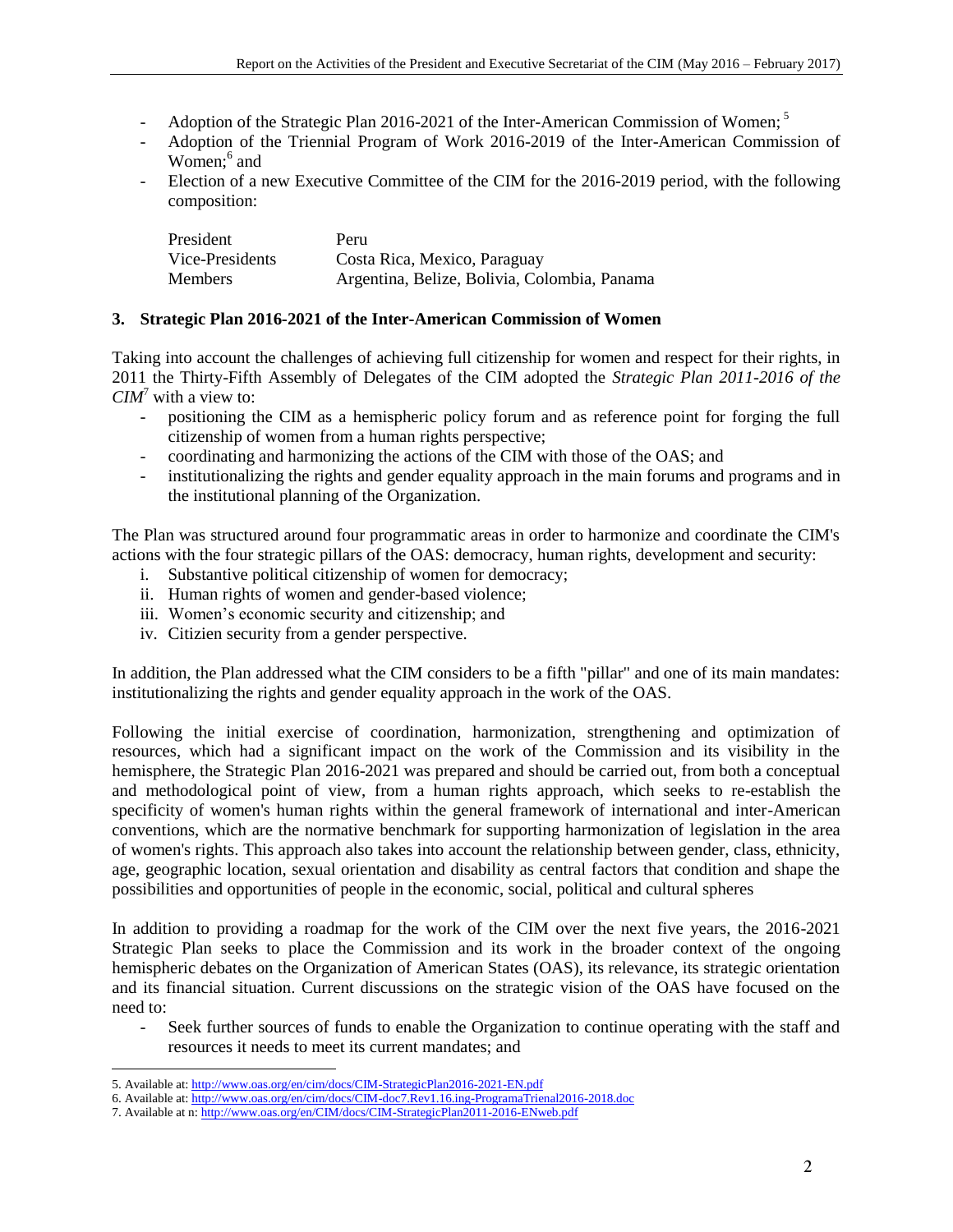- Adoption of the Strategic Plan 2016-2021 of the Inter-American Commission of Women; [5]
- Adoption of the Triennial Program of Work 2016-2019 of the Inter-American Commission of Women;[6] and
- Election of a new Executive Committee of the CIM for the 2016-2019 period, with the following composition:

| | |
|---|---|
| President | Peru |
| Vice-Presidents | Costa Rica, Mexico, Paraguay |
| Members | Argentina, Belize, Bolivia, Colombia, Panama |

## 3. Strategic Plan 2016-2021 of the Inter-American Commission of Women

Taking into account the challenges of achieving full citizenship for women and respect for their rights, in 2011 the Thirty-Fifth Assembly of Delegates of the CIM adopted the *Strategic Plan 2011-2016 of the CIM*[7] with a view to:

- positioning the CIM as a hemispheric policy forum and as reference point for forging the full citizenship of women from a human rights perspective;
- coordinating and harmonizing the actions of the CIM with those of the OAS; and
- institutionalizing the rights and gender equality approach in the main forums and programs and in the institutional planning of the Organization.

The Plan was structured around four programmatic areas in order to harmonize and coordinate the CIM's actions with the four strategic pillars of the OAS: democracy, human rights, development and security:

i. Substantive political citizenship of women for democracy;
ii. Human rights of women and gender-based violence;
iii. Women's economic security and citizenship; and
iv. Citizien security from a gender perspective.

In addition, the Plan addressed what the CIM considers to be a fifth "pillar" and one of its main mandates: institutionalizing the rights and gender equality approach in the work of the OAS.

Following the initial exercise of coordination, harmonization, strengthening and optimization of resources, which had a significant impact on the work of the Commission and its visibility in the hemisphere, the Strategic Plan 2016-2021 was prepared and should be carried out, from both a conceptual and methodological point of view, from a human rights approach, which seeks to re-establish the specificity of women's human rights within the general framework of international and inter-American conventions, which are the normative benchmark for supporting harmonization of legislation in the area of women's rights. This approach also takes into account the relationship between gender, class, ethnicity, age, geographic location, sexual orientation and disability as central factors that condition and shape the possibilities and opportunities of people in the economic, social, political and cultural spheres

In addition to providing a roadmap for the work of the CIM over the next five years, the 2016-2021 Strategic Plan seeks to place the Commission and its work in the broader context of the ongoing hemispheric debates on the Organization of American States (OAS), its relevance, its strategic orientation and its financial situation. Current discussions on the strategic vision of the OAS have focused on the need to:

- Seek further sources of funds to enable the Organization to continue operating with the staff and resources it needs to meet its current mandates; and

---

5. Available at: http://www.oas.org/en/cim/docs/CIM-StrategicPlan2016-2021-EN.pdf
6. Available at: http://www.oas.org/en/cim/docs/CIM-doc7.Rev1.16.ing-ProgramaTrienal2016-2018.doc
7. Available at n: http://www.oas.org/en/CIM/docs/CIM-StrategicPlan2011-2016-ENweb.pdf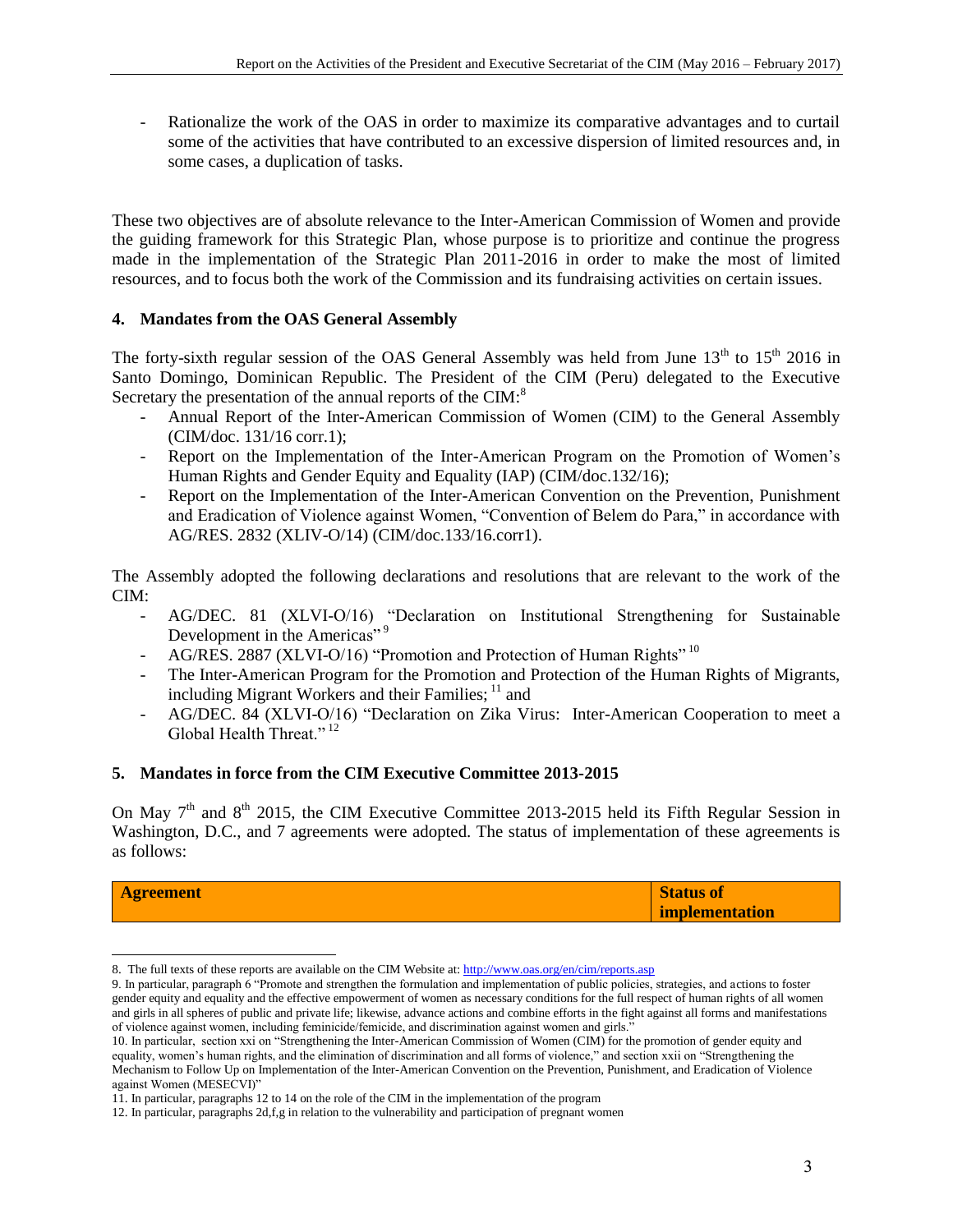- Rationalize the work of the OAS in order to maximize its comparative advantages and to curtail some of the activities that have contributed to an excessive dispersion of limited resources and, in some cases, a duplication of tasks.

These two objectives are of absolute relevance to the Inter-American Commission of Women and provide the guiding framework for this Strategic Plan, whose purpose is to prioritize and continue the progress made in the implementation of the Strategic Plan 2011-2016 in order to make the most of limited resources, and to focus both the work of the Commission and its fundraising activities on certain issues.

## 4. Mandates from the OAS General Assembly

The forty-sixth regular session of the OAS General Assembly was held from June 13th to 15th 2016 in Santo Domingo, Dominican Republic. The President of the CIM (Peru) delegated to the Executive Secretary the presentation of the annual reports of the CIM:[8]

- Annual Report of the Inter-American Commission of Women (CIM) to the General Assembly (CIM/doc. 131/16 corr.1);
- Report on the Implementation of the Inter-American Program on the Promotion of Women's Human Rights and Gender Equity and Equality (IAP) (CIM/doc.132/16);
- Report on the Implementation of the Inter-American Convention on the Prevention, Punishment and Eradication of Violence against Women, "Convention of Belem do Para," in accordance with AG/RES. 2832 (XLIV-O/14) (CIM/doc.133/16.corr1).

The Assembly adopted the following declarations and resolutions that are relevant to the work of the CIM:

- AG/DEC. 81 (XLVI-O/16) "Declaration on Institutional Strengthening for Sustainable Development in the Americas"[9]
- AG/RES. 2887 (XLVI-O/16) "Promotion and Protection of Human Rights"[10]
- The Inter-American Program for the Promotion and Protection of the Human Rights of Migrants, including Migrant Workers and their Families;[11] and
- AG/DEC. 84 (XLVI-O/16) "Declaration on Zika Virus: Inter-American Cooperation to meet a Global Health Threat."[12]

## 5. Mandates in force from the CIM Executive Committee 2013-2015

On May 7th and 8th 2015, the CIM Executive Committee 2013-2015 held its Fifth Regular Session in Washington, D.C., and 7 agreements were adopted. The status of implementation of these agreements is as follows:

| Agreement | Status of implementation |
| --- | --- |

---

8. The full texts of these reports are available on the CIM Website at: http://www.oas.org/en/cim/reports.asp

9. In particular, paragraph 6 "Promote and strengthen the formulation and implementation of public policies, strategies, and actions to foster gender equity and equality and the effective empowerment of women as necessary conditions for the full respect of human rights of all women and girls in all spheres of public and private life; likewise, advance actions and combine efforts in the fight against all forms and manifestations of violence against women, including feminicide/femicide, and discrimination against women and girls."

10. In particular, section xxi on "Strengthening the Inter-American Commission of Women (CIM) for the promotion of gender equity and equality, women's human rights, and the elimination of discrimination and all forms of violence," and section xxii on "Strengthening the Mechanism to Follow Up on Implementation of the Inter-American Convention on the Prevention, Punishment, and Eradication of Violence against Women (MESECVI)"

11. In particular, paragraphs 12 to 14 on the role of the CIM in the implementation of the program

12. In particular, paragraphs 2d,f,g in relation to the vulnerability and participation of pregnant women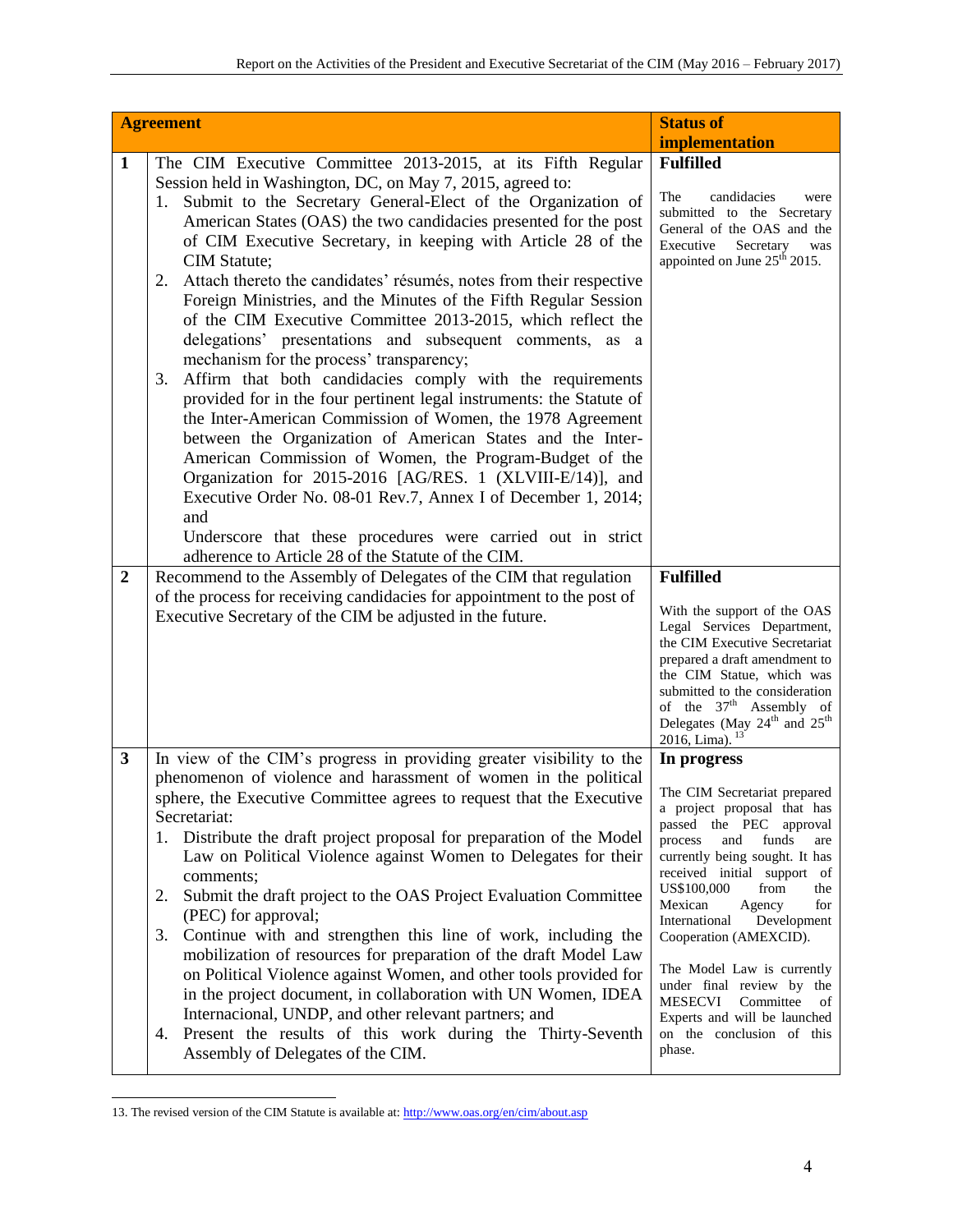| | Agreement | Status of implementation |
|---|---|---|
| 1 | The CIM Executive Committee 2013-2015, at its Fifth Regular Session held in Washington, DC, on May 7, 2015, agreed to:<br>1. Submit to the Secretary General-Elect of the Organization of American States (OAS) the two candidacies presented for the post of CIM Executive Secretary, in keeping with Article 28 of the CIM Statute;<br>2. Attach thereto the candidates' résumés, notes from their respective Foreign Ministries, and the Minutes of the Fifth Regular Session of the CIM Executive Committee 2013-2015, which reflect the delegations' presentations and subsequent comments, as a mechanism for the process' transparency;<br>3. Affirm that both candidacies comply with the requirements provided for in the four pertinent legal instruments: the Statute of the Inter-American Commission of Women, the 1978 Agreement between the Organization of American States and the Inter-American Commission of Women, the Program-Budget of the Organization for 2015-2016 [AG/RES. 1 (XLVIII-E/14)], and Executive Order No. 08-01 Rev.7, Annex I of December 1, 2014; and<br>Underscore that these procedures were carried out in strict adherence to Article 28 of the Statute of the CIM. | **Fulfilled**<br><br>The candidacies were submitted to the Secretary General of the OAS and the Executive Secretary was appointed on June 25th 2015. |
| 2 | Recommend to the Assembly of Delegates of the CIM that regulation of the process for receiving candidacies for appointment to the post of Executive Secretary of the CIM be adjusted in the future. | **Fulfilled**<br><br>With the support of the OAS Legal Services Department, the CIM Executive Secretariat prepared a draft amendment to the CIM Statue, which was submitted to the consideration of the 37th Assembly of Delegates (May 24th and 25th 2016, Lima). [13] |
| 3 | In view of the CIM's progress in providing greater visibility to the phenomenon of violence and harassment of women in the political sphere, the Executive Committee agrees to request that the Executive Secretariat:<br>1. Distribute the draft project proposal for preparation of the Model Law on Political Violence against Women to Delegates for their comments;<br>2. Submit the draft project to the OAS Project Evaluation Committee (PEC) for approval;<br>3. Continue with and strengthen this line of work, including the mobilization of resources for preparation of the draft Model Law on Political Violence against Women, and other tools provided for in the project document, in collaboration with UN Women, IDEA Internacional, UNDP, and other relevant partners; and<br>4. Present the results of this work during the Thirty-Seventh Assembly of Delegates of the CIM. | **In progress**<br><br>The CIM Secretariat prepared a project proposal that has passed the PEC approval process and funds are currently being sought. It has received initial support of US$100,000 from the Mexican Agency for International Development Cooperation (AMEXCID).<br><br>The Model Law is currently under final review by the MESECVI Committee of Experts and will be launched on the conclusion of this phase. |

13. The revised version of the CIM Statute is available at: http://www.oas.org/en/cim/about.asp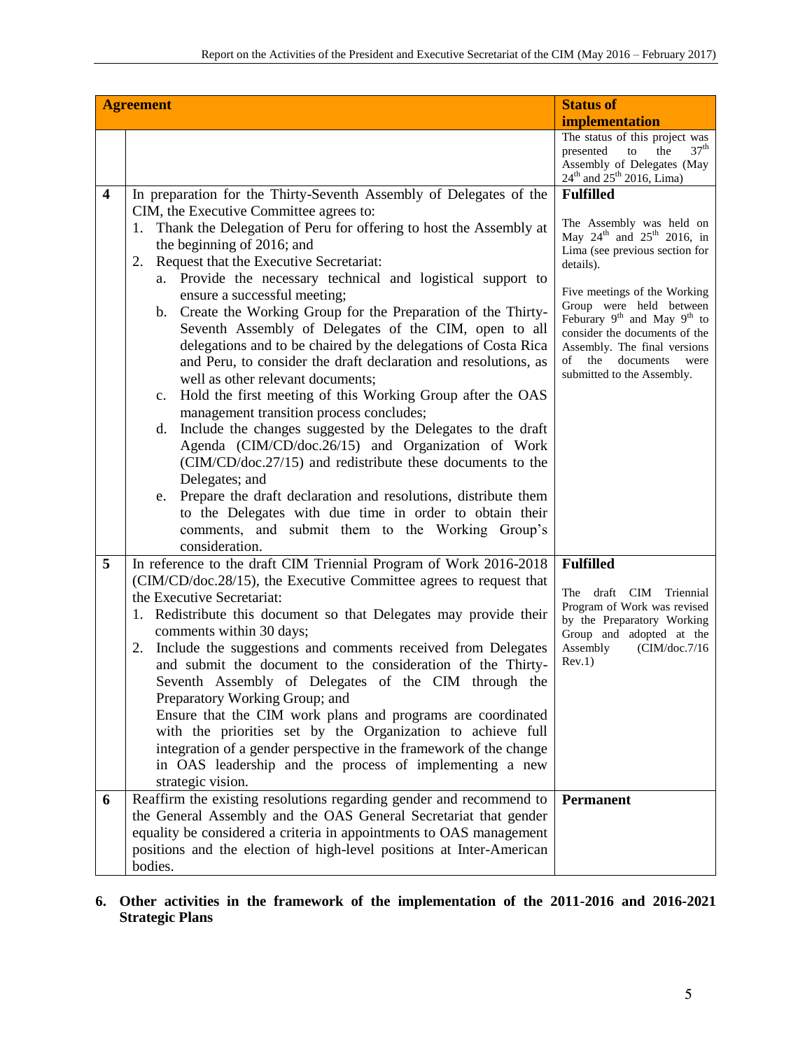| | Agreement | Status of implementation |
|---|---|---|
| | | The status of this project was presented to the 37th Assembly of Delegates (May 24th and 25th 2016, Lima) |
| **4** | In preparation for the Thirty-Seventh Assembly of Delegates of the CIM, the Executive Committee agrees to:<br>1. Thank the Delegation of Peru for offering to host the Assembly at the beginning of 2016; and<br>2. Request that the Executive Secretariat:<br>a. Provide the necessary technical and logistical support to ensure a successful meeting;<br>b. Create the Working Group for the Preparation of the Thirty-Seventh Assembly of Delegates of the CIM, open to all delegations and to be chaired by the delegations of Costa Rica and Peru, to consider the draft declaration and resolutions, as well as other relevant documents;<br>c. Hold the first meeting of this Working Group after the OAS management transition process concludes;<br>d. Include the changes suggested by the Delegates to the draft Agenda (CIM/CD/doc.26/15) and Organization of Work (CIM/CD/doc.27/15) and redistribute these documents to the Delegates; and<br>e. Prepare the draft declaration and resolutions, distribute them to the Delegates with due time in order to obtain their comments, and submit them to the Working Group's consideration. | **Fulfilled**<br><br>The Assembly was held on May 24th and 25th 2016, in Lima (see previous section for details).<br><br>Five meetings of the Working Group were held between Feburary 9th and May 9th to consider the documents of the Assembly. The final versions of the documents were submitted to the Assembly. |
| **5** | In reference to the draft CIM Triennial Program of Work 2016-2018 (CIM/CD/doc.28/15), the Executive Committee agrees to request that the Executive Secretariat:<br>1. Redistribute this document so that Delegates may provide their comments within 30 days;<br>2. Include the suggestions and comments received from Delegates and submit the document to the consideration of the Thirty-Seventh Assembly of Delegates of the CIM through the Preparatory Working Group; and<br>Ensure that the CIM work plans and programs are coordinated with the priorities set by the Organization to achieve full integration of a gender perspective in the framework of the change in OAS leadership and the process of implementing a new strategic vision. | **Fulfilled**<br><br>The draft CIM Triennial Program of Work was revised by the Preparatory Working Group and adopted at the Assembly (CIM/doc.7/16 Rev.1) |
| **6** | Reaffirm the existing resolutions regarding gender and recommend to the General Assembly and the OAS General Secretariat that gender equality be considered a criteria in appointments to OAS management positions and the election of high-level positions at Inter-American bodies. | **Permanent** |

**6. Other activities in the framework of the implementation of the 2011-2016 and 2016-2021 Strategic Plans**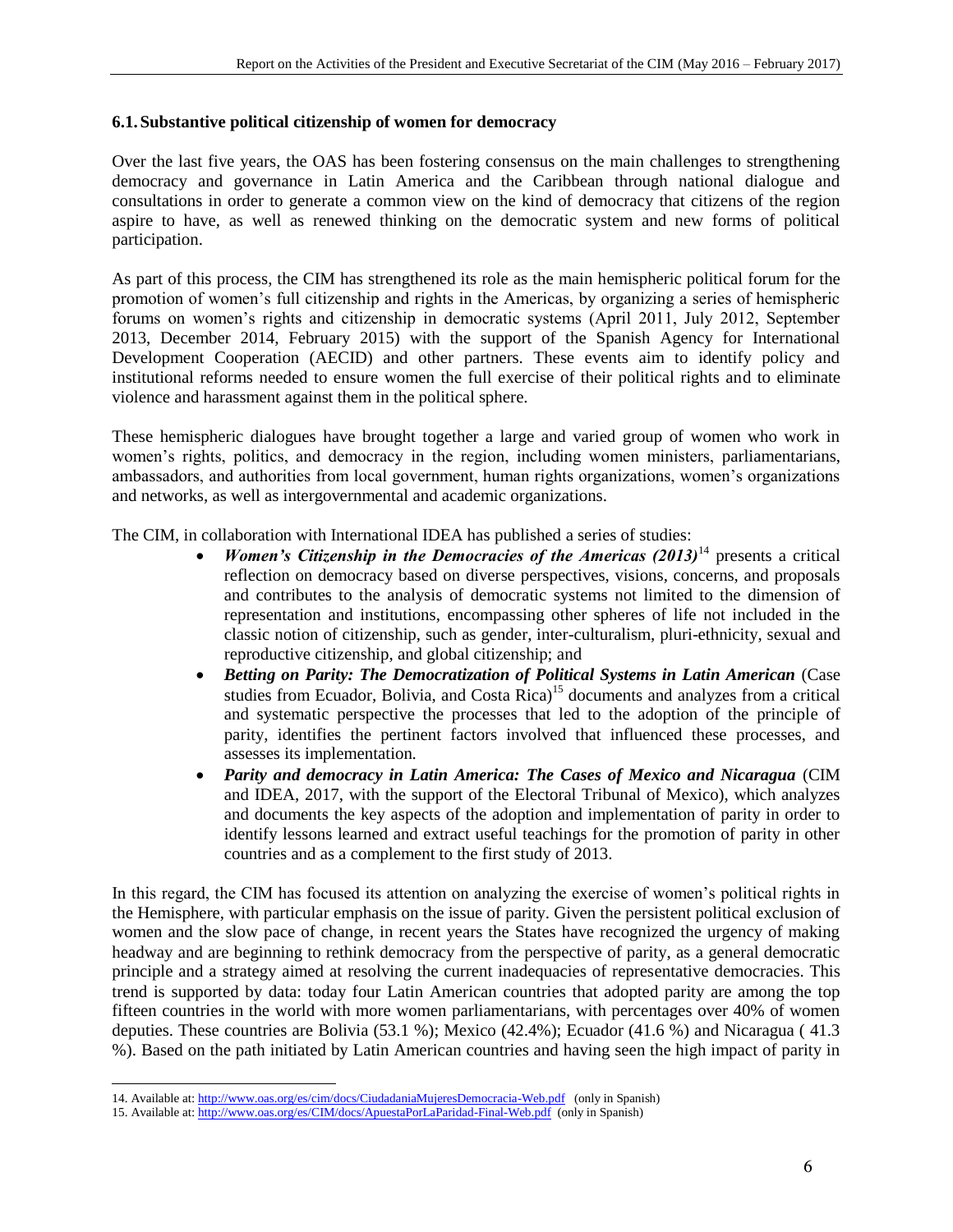### 6.1. Substantive political citizenship of women for democracy

Over the last five years, the OAS has been fostering consensus on the main challenges to strengthening democracy and governance in Latin America and the Caribbean through national dialogue and consultations in order to generate a common view on the kind of democracy that citizens of the region aspire to have, as well as renewed thinking on the democratic system and new forms of political participation.

As part of this process, the CIM has strengthened its role as the main hemispheric political forum for the promotion of women's full citizenship and rights in the Americas, by organizing a series of hemispheric forums on women's rights and citizenship in democratic systems (April 2011, July 2012, September 2013, December 2014, February 2015) with the support of the Spanish Agency for International Development Cooperation (AECID) and other partners. These events aim to identify policy and institutional reforms needed to ensure women the full exercise of their political rights and to eliminate violence and harassment against them in the political sphere.

These hemispheric dialogues have brought together a large and varied group of women who work in women's rights, politics, and democracy in the region, including women ministers, parliamentarians, ambassadors, and authorities from local government, human rights organizations, women's organizations and networks, as well as intergovernmental and academic organizations.

The CIM, in collaboration with International IDEA has published a series of studies:

- ***Women's Citizenship in the Democracies of the Americas (2013)***[14] presents a critical reflection on democracy based on diverse perspectives, visions, concerns, and proposals and contributes to the analysis of democratic systems not limited to the dimension of representation and institutions, encompassing other spheres of life not included in the classic notion of citizenship, such as gender, inter-culturalism, pluri-ethnicity, sexual and reproductive citizenship, and global citizenship; and
- ***Betting on Parity: The Democratization of Political Systems in Latin American*** (Case studies from Ecuador, Bolivia, and Costa Rica)[15] documents and analyzes from a critical and systematic perspective the processes that led to the adoption of the principle of parity, identifies the pertinent factors involved that influenced these processes, and assesses its implementation.
- ***Parity and democracy in Latin America: The Cases of Mexico and Nicaragua*** (CIM and IDEA, 2017, with the support of the Electoral Tribunal of Mexico), which analyzes and documents the key aspects of the adoption and implementation of parity in order to identify lessons learned and extract useful teachings for the promotion of parity in other countries and as a complement to the first study of 2013.

In this regard, the CIM has focused its attention on analyzing the exercise of women's political rights in the Hemisphere, with particular emphasis on the issue of parity. Given the persistent political exclusion of women and the slow pace of change, in recent years the States have recognized the urgency of making headway and are beginning to rethink democracy from the perspective of parity, as a general democratic principle and a strategy aimed at resolving the current inadequacies of representative democracies. This trend is supported by data: today four Latin American countries that adopted parity are among the top fifteen countries in the world with more women parliamentarians, with percentages over 40% of women deputies. These countries are Bolivia (53.1 %); Mexico (42.4%); Ecuador (41.6 %) and Nicaragua ( 41.3 %). Based on the path initiated by Latin American countries and having seen the high impact of parity in

---

14. Available at: http://www.oas.org/es/cim/docs/CiudadaniaMujeresDemocracia-Web.pdf (only in Spanish)

15. Available at: http://www.oas.org/es/CIM/docs/ApuestaPorLaParidad-Final-Web.pdf (only in Spanish)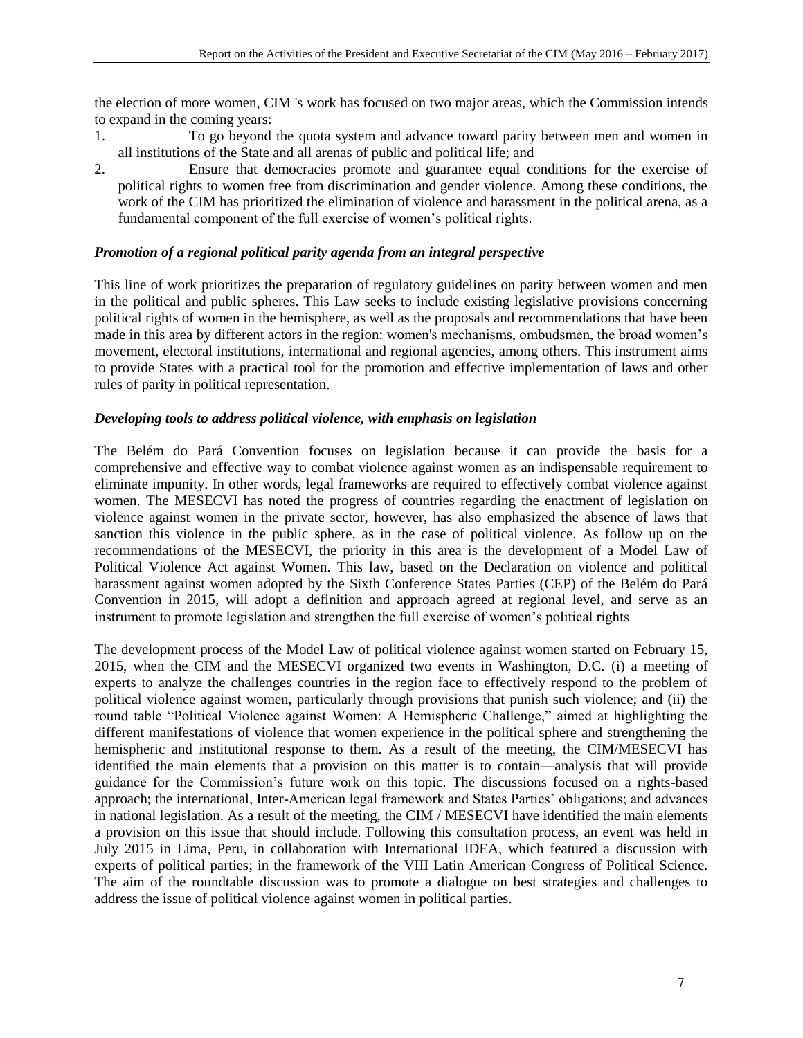the election of more women, CIM 's work has focused on two major areas, which the Commission intends to expand in the coming years:

1. To go beyond the quota system and advance toward parity between men and women in all institutions of the State and all arenas of public and political life; and
2. Ensure that democracies promote and guarantee equal conditions for the exercise of political rights to women free from discrimination and gender violence. Among these conditions, the work of the CIM has prioritized the elimination of violence and harassment in the political arena, as a fundamental component of the full exercise of women's political rights.

***Promotion of a regional political parity agenda from an integral perspective***

This line of work prioritizes the preparation of regulatory guidelines on parity between women and men in the political and public spheres. This Law seeks to include existing legislative provisions concerning political rights of women in the hemisphere, as well as the proposals and recommendations that have been made in this area by different actors in the region: women's mechanisms, ombudsmen, the broad women's movement, electoral institutions, international and regional agencies, among others. This instrument aims to provide States with a practical tool for the promotion and effective implementation of laws and other rules of parity in political representation.

***Developing tools to address political violence, with emphasis on legislation***

The Belém do Pará Convention focuses on legislation because it can provide the basis for a comprehensive and effective way to combat violence against women as an indispensable requirement to eliminate impunity. In other words, legal frameworks are required to effectively combat violence against women. The MESECVI has noted the progress of countries regarding the enactment of legislation on violence against women in the private sector, however, has also emphasized the absence of laws that sanction this violence in the public sphere, as in the case of political violence. As follow up on the recommendations of the MESECVI, the priority in this area is the development of a Model Law of Political Violence Act against Women. This law, based on the Declaration on violence and political harassment against women adopted by the Sixth Conference States Parties (CEP) of the Belém do Pará Convention in 2015, will adopt a definition and approach agreed at regional level, and serve as an instrument to promote legislation and strengthen the full exercise of women's political rights

The development process of the Model Law of political violence against women started on February 15, 2015, when the CIM and the MESECVI organized two events in Washington, D.C. (i) a meeting of experts to analyze the challenges countries in the region face to effectively respond to the problem of political violence against women, particularly through provisions that punish such violence; and (ii) the round table "Political Violence against Women: A Hemispheric Challenge," aimed at highlighting the different manifestations of violence that women experience in the political sphere and strengthening the hemispheric and institutional response to them. As a result of the meeting, the CIM/MESECVI has identified the main elements that a provision on this matter is to contain—analysis that will provide guidance for the Commission's future work on this topic. The discussions focused on a rights-based approach; the international, Inter-American legal framework and States Parties' obligations; and advances in national legislation. As a result of the meeting, the CIM / MESECVI have identified the main elements a provision on this issue that should include. Following this consultation process, an event was held in July 2015 in Lima, Peru, in collaboration with International IDEA, which featured a discussion with experts of political parties; in the framework of the VIII Latin American Congress of Political Science. The aim of the roundtable discussion was to promote a dialogue on best strategies and challenges to address the issue of political violence against women in political parties.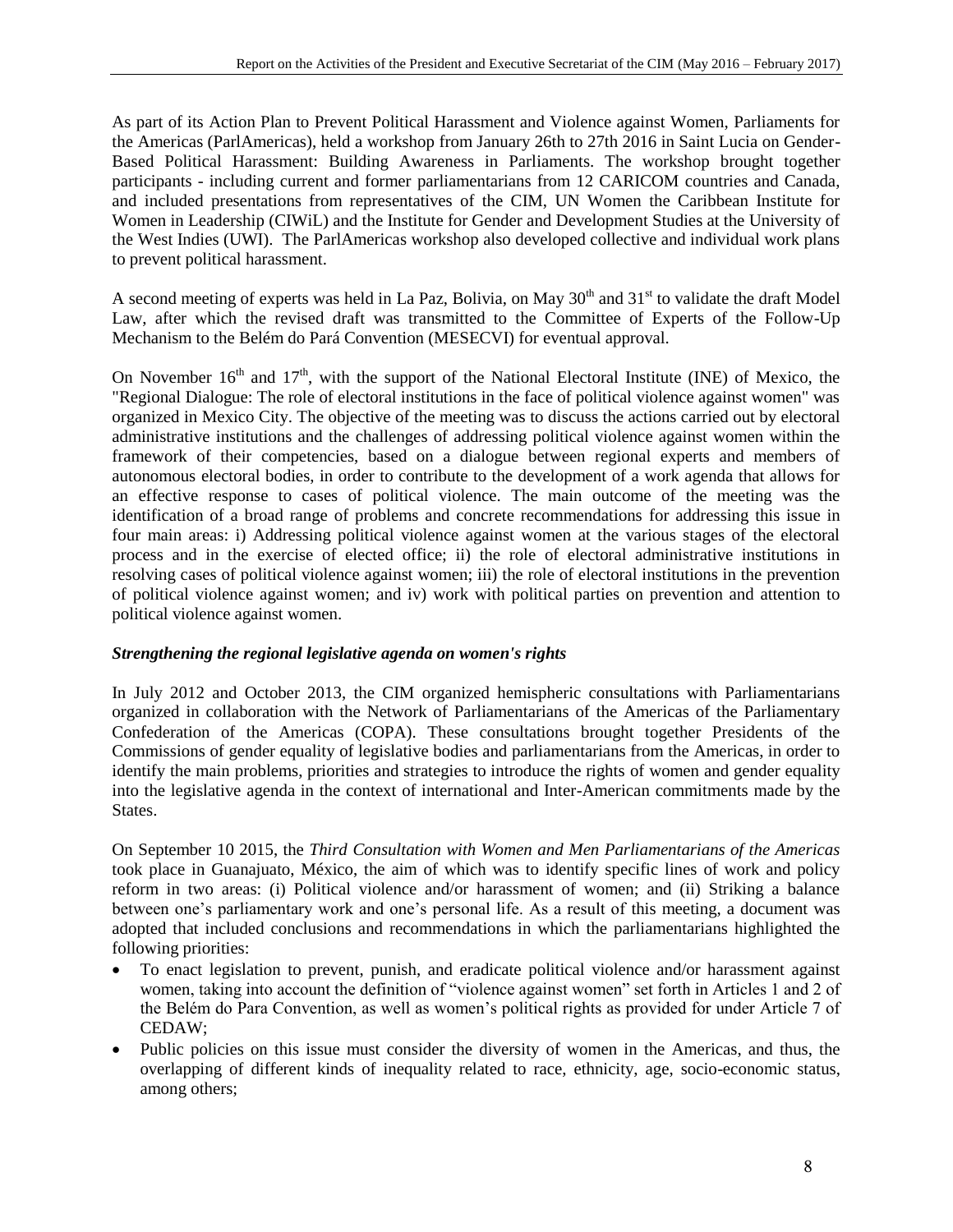As part of its Action Plan to Prevent Political Harassment and Violence against Women, Parliaments for the Americas (ParlAmericas), held a workshop from January 26th to 27th 2016 in Saint Lucia on Gender-Based Political Harassment: Building Awareness in Parliaments. The workshop brought together participants - including current and former parliamentarians from 12 CARICOM countries and Canada, and included presentations from representatives of the CIM, UN Women the Caribbean Institute for Women in Leadership (CIWiL) and the Institute for Gender and Development Studies at the University of the West Indies (UWI). The ParlAmericas workshop also developed collective and individual work plans to prevent political harassment.

A second meeting of experts was held in La Paz, Bolivia, on May 30th and 31st to validate the draft Model Law, after which the revised draft was transmitted to the Committee of Experts of the Follow-Up Mechanism to the Belém do Pará Convention (MESECVI) for eventual approval.

On November 16th and 17th, with the support of the National Electoral Institute (INE) of Mexico, the "Regional Dialogue: The role of electoral institutions in the face of political violence against women" was organized in Mexico City. The objective of the meeting was to discuss the actions carried out by electoral administrative institutions and the challenges of addressing political violence against women within the framework of their competencies, based on a dialogue between regional experts and members of autonomous electoral bodies, in order to contribute to the development of a work agenda that allows for an effective response to cases of political violence. The main outcome of the meeting was the identification of a broad range of problems and concrete recommendations for addressing this issue in four main areas: i) Addressing political violence against women at the various stages of the electoral process and in the exercise of elected office; ii) the role of electoral administrative institutions in resolving cases of political violence against women; iii) the role of electoral institutions in the prevention of political violence against women; and iv) work with political parties on prevention and attention to political violence against women.

***Strengthening the regional legislative agenda on women's rights***

In July 2012 and October 2013, the CIM organized hemispheric consultations with Parliamentarians organized in collaboration with the Network of Parliamentarians of the Americas of the Parliamentary Confederation of the Americas (COPA). These consultations brought together Presidents of the Commissions of gender equality of legislative bodies and parliamentarians from the Americas, in order to identify the main problems, priorities and strategies to introduce the rights of women and gender equality into the legislative agenda in the context of international and Inter-American commitments made by the States.

On September 10 2015, the *Third Consultation with Women and Men Parliamentarians of the Americas* took place in Guanajuato, México, the aim of which was to identify specific lines of work and policy reform in two areas: (i) Political violence and/or harassment of women; and (ii) Striking a balance between one's parliamentary work and one's personal life. As a result of this meeting, a document was adopted that included conclusions and recommendations in which the parliamentarians highlighted the following priorities:

- To enact legislation to prevent, punish, and eradicate political violence and/or harassment against women, taking into account the definition of "violence against women" set forth in Articles 1 and 2 of the Belém do Para Convention, as well as women's political rights as provided for under Article 7 of CEDAW;
- Public policies on this issue must consider the diversity of women in the Americas, and thus, the overlapping of different kinds of inequality related to race, ethnicity, age, socio-economic status, among others;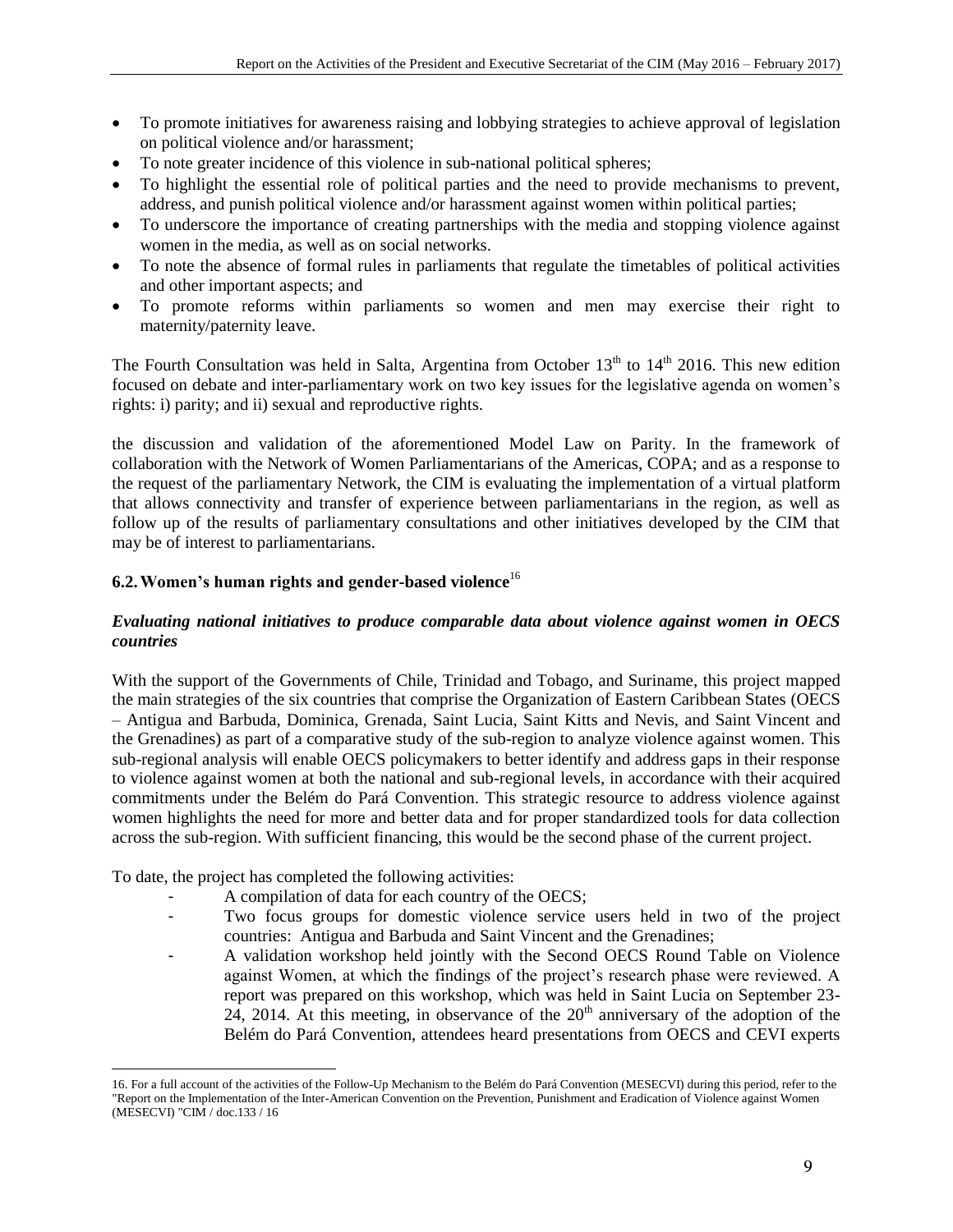- To promote initiatives for awareness raising and lobbying strategies to achieve approval of legislation on political violence and/or harassment;
- To note greater incidence of this violence in sub-national political spheres;
- To highlight the essential role of political parties and the need to provide mechanisms to prevent, address, and punish political violence and/or harassment against women within political parties;
- To underscore the importance of creating partnerships with the media and stopping violence against women in the media, as well as on social networks.
- To note the absence of formal rules in parliaments that regulate the timetables of political activities and other important aspects; and
- To promote reforms within parliaments so women and men may exercise their right to maternity/paternity leave.

The Fourth Consultation was held in Salta, Argentina from October 13th to 14th 2016. This new edition focused on debate and inter-parliamentary work on two key issues for the legislative agenda on women's rights: i) parity; and ii) sexual and reproductive rights.

the discussion and validation of the aforementioned Model Law on Parity. In the framework of collaboration with the Network of Women Parliamentarians of the Americas, COPA; and as a response to the request of the parliamentary Network, the CIM is evaluating the implementation of a virtual platform that allows connectivity and transfer of experience between parliamentarians in the region, as well as follow up of the results of parliamentary consultations and other initiatives developed by the CIM that may be of interest to parliamentarians.

### 6.2. Women's human rights and gender-based violence[16]

***Evaluating national initiatives to produce comparable data about violence against women in OECS countries***

With the support of the Governments of Chile, Trinidad and Tobago, and Suriname, this project mapped the main strategies of the six countries that comprise the Organization of Eastern Caribbean States (OECS – Antigua and Barbuda, Dominica, Grenada, Saint Lucia, Saint Kitts and Nevis, and Saint Vincent and the Grenadines) as part of a comparative study of the sub-region to analyze violence against women. This sub-regional analysis will enable OECS policymakers to better identify and address gaps in their response to violence against women at both the national and sub-regional levels, in accordance with their acquired commitments under the Belém do Pará Convention. This strategic resource to address violence against women highlights the need for more and better data and for proper standardized tools for data collection across the sub-region. With sufficient financing, this would be the second phase of the current project.

To date, the project has completed the following activities:

- A compilation of data for each country of the OECS;
- Two focus groups for domestic violence service users held in two of the project countries: Antigua and Barbuda and Saint Vincent and the Grenadines;
- A validation workshop held jointly with the Second OECS Round Table on Violence against Women, at which the findings of the project's research phase were reviewed. A report was prepared on this workshop, which was held in Saint Lucia on September 23-24, 2014. At this meeting, in observance of the 20th anniversary of the adoption of the Belém do Pará Convention, attendees heard presentations from OECS and CEVI experts

16. For a full account of the activities of the Follow-Up Mechanism to the Belém do Pará Convention (MESECVI) during this period, refer to the "Report on the Implementation of the Inter-American Convention on the Prevention, Punishment and Eradication of Violence against Women (MESECVI) "CIM / doc.133 / 16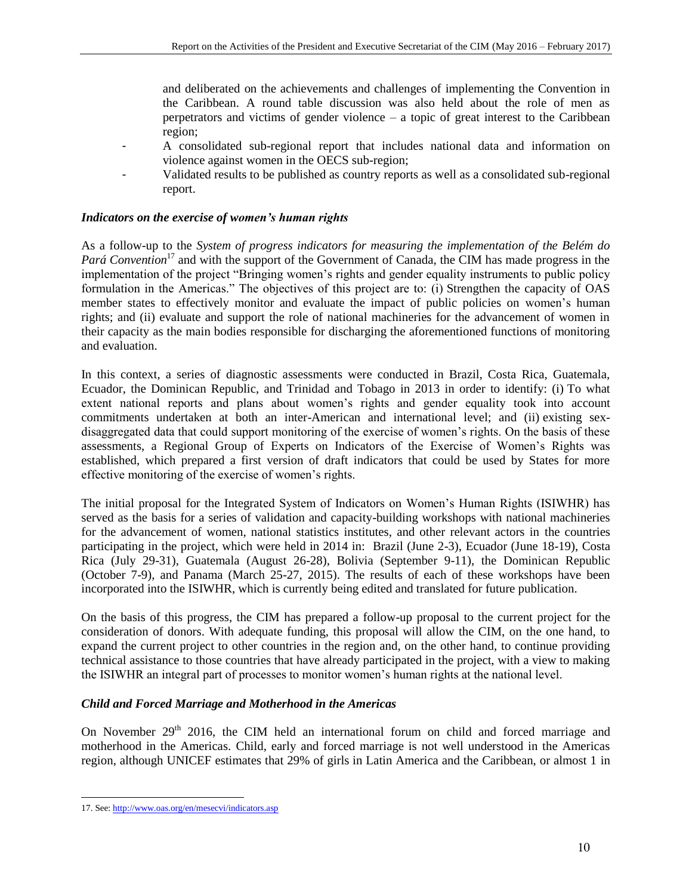and deliberated on the achievements and challenges of implementing the Convention in the Caribbean. A round table discussion was also held about the role of men as perpetrators and victims of gender violence – a topic of great interest to the Caribbean region;

- A consolidated sub-regional report that includes national data and information on violence against women in the OECS sub-region;
- Validated results to be published as country reports as well as a consolidated sub-regional report.

***Indicators on the exercise of women's human rights***

As a follow-up to the *System of progress indicators for measuring the implementation of the Belém do Pará Convention*[17] and with the support of the Government of Canada, the CIM has made progress in the implementation of the project "Bringing women's rights and gender equality instruments to public policy formulation in the Americas." The objectives of this project are to: (i) Strengthen the capacity of OAS member states to effectively monitor and evaluate the impact of public policies on women's human rights; and (ii) evaluate and support the role of national machineries for the advancement of women in their capacity as the main bodies responsible for discharging the aforementioned functions of monitoring and evaluation.

In this context, a series of diagnostic assessments were conducted in Brazil, Costa Rica, Guatemala, Ecuador, the Dominican Republic, and Trinidad and Tobago in 2013 in order to identify: (i) To what extent national reports and plans about women's rights and gender equality took into account commitments undertaken at both an inter-American and international level; and (ii) existing sex-disaggregated data that could support monitoring of the exercise of women's rights. On the basis of these assessments, a Regional Group of Experts on Indicators of the Exercise of Women's Rights was established, which prepared a first version of draft indicators that could be used by States for more effective monitoring of the exercise of women's rights.

The initial proposal for the Integrated System of Indicators on Women's Human Rights (ISIWHR) has served as the basis for a series of validation and capacity-building workshops with national machineries for the advancement of women, national statistics institutes, and other relevant actors in the countries participating in the project, which were held in 2014 in: Brazil (June 2-3), Ecuador (June 18-19), Costa Rica (July 29-31), Guatemala (August 26-28), Bolivia (September 9-11), the Dominican Republic (October 7-9), and Panama (March 25-27, 2015). The results of each of these workshops have been incorporated into the ISIWHR, which is currently being edited and translated for future publication.

On the basis of this progress, the CIM has prepared a follow-up proposal to the current project for the consideration of donors. With adequate funding, this proposal will allow the CIM, on the one hand, to expand the current project to other countries in the region and, on the other hand, to continue providing technical assistance to those countries that have already participated in the project, with a view to making the ISIWHR an integral part of processes to monitor women's human rights at the national level.

***Child and Forced Marriage and Motherhood in the Americas***

On November 29th 2016, the CIM held an international forum on child and forced marriage and motherhood in the Americas. Child, early and forced marriage is not well understood in the Americas region, although UNICEF estimates that 29% of girls in Latin America and the Caribbean, or almost 1 in

17. See: http://www.oas.org/en/mesecvi/indicators.asp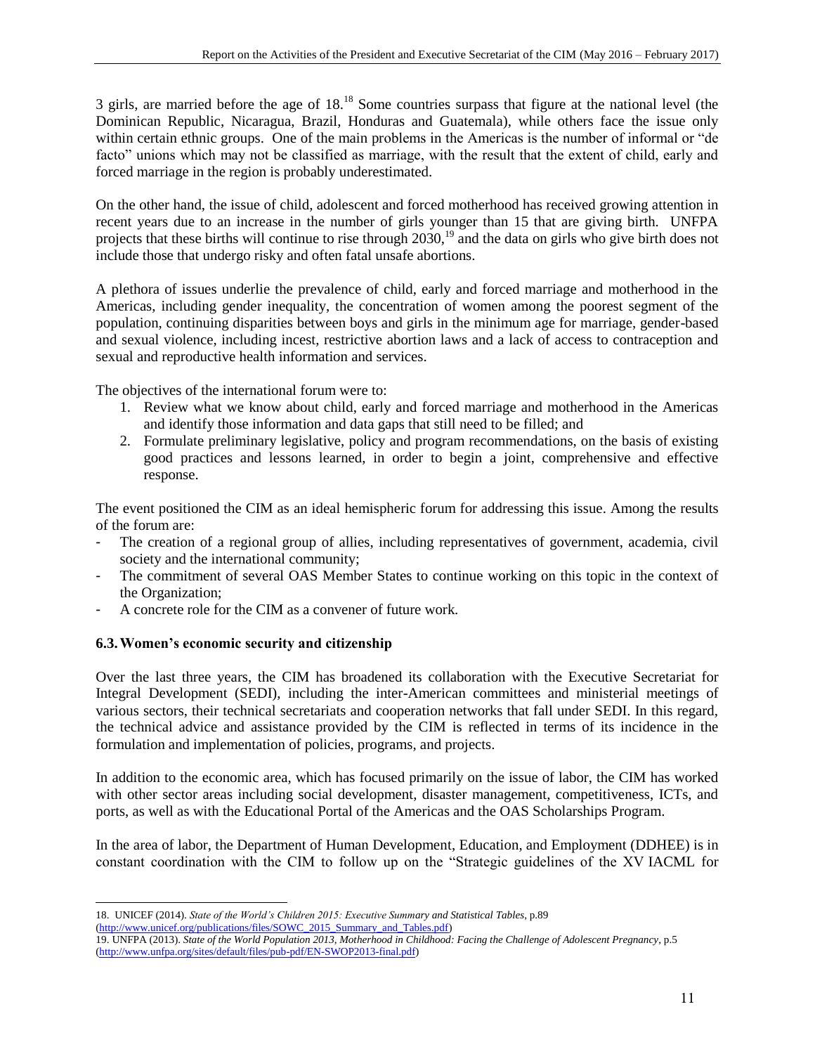3 girls, are married before the age of 18.[18] Some countries surpass that figure at the national level (the Dominican Republic, Nicaragua, Brazil, Honduras and Guatemala), while others face the issue only within certain ethnic groups. One of the main problems in the Americas is the number of informal or "de facto" unions which may not be classified as marriage, with the result that the extent of child, early and forced marriage in the region is probably underestimated.

On the other hand, the issue of child, adolescent and forced motherhood has received growing attention in recent years due to an increase in the number of girls younger than 15 that are giving birth. UNFPA projects that these births will continue to rise through 2030,[19] and the data on girls who give birth does not include those that undergo risky and often fatal unsafe abortions.

A plethora of issues underlie the prevalence of child, early and forced marriage and motherhood in the Americas, including gender inequality, the concentration of women among the poorest segment of the population, continuing disparities between boys and girls in the minimum age for marriage, gender-based and sexual violence, including incest, restrictive abortion laws and a lack of access to contraception and sexual and reproductive health information and services.

The objectives of the international forum were to:

1. Review what we know about child, early and forced marriage and motherhood in the Americas and identify those information and data gaps that still need to be filled; and
2. Formulate preliminary legislative, policy and program recommendations, on the basis of existing good practices and lessons learned, in order to begin a joint, comprehensive and effective response.

The event positioned the CIM as an ideal hemispheric forum for addressing this issue. Among the results of the forum are:

- The creation of a regional group of allies, including representatives of government, academia, civil society and the international community;
- The commitment of several OAS Member States to continue working on this topic in the context of the Organization;
- A concrete role for the CIM as a convener of future work.

### 6.3. Women's economic security and citizenship

Over the last three years, the CIM has broadened its collaboration with the Executive Secretariat for Integral Development (SEDI), including the inter-American committees and ministerial meetings of various sectors, their technical secretariats and cooperation networks that fall under SEDI. In this regard, the technical advice and assistance provided by the CIM is reflected in terms of its incidence in the formulation and implementation of policies, programs, and projects.

In addition to the economic area, which has focused primarily on the issue of labor, the CIM has worked with other sector areas including social development, disaster management, competitiveness, ICTs, and ports, as well as with the Educational Portal of the Americas and the OAS Scholarships Program.

In the area of labor, the Department of Human Development, Education, and Employment (DDHEE) is in constant coordination with the CIM to follow up on the "Strategic guidelines of the XV IACML for

---

18. UNICEF (2014). *State of the World's Children 2015: Executive Summary and Statistical Tables*, p.89 (http://www.unicef.org/publications/files/SOWC_2015_Summary_and_Tables.pdf)

19. UNFPA (2013). *State of the World Population 2013, Motherhood in Childhood: Facing the Challenge of Adolescent Pregnancy*, p.5 (http://www.unfpa.org/sites/default/files/pub-pdf/EN-SWOP2013-final.pdf)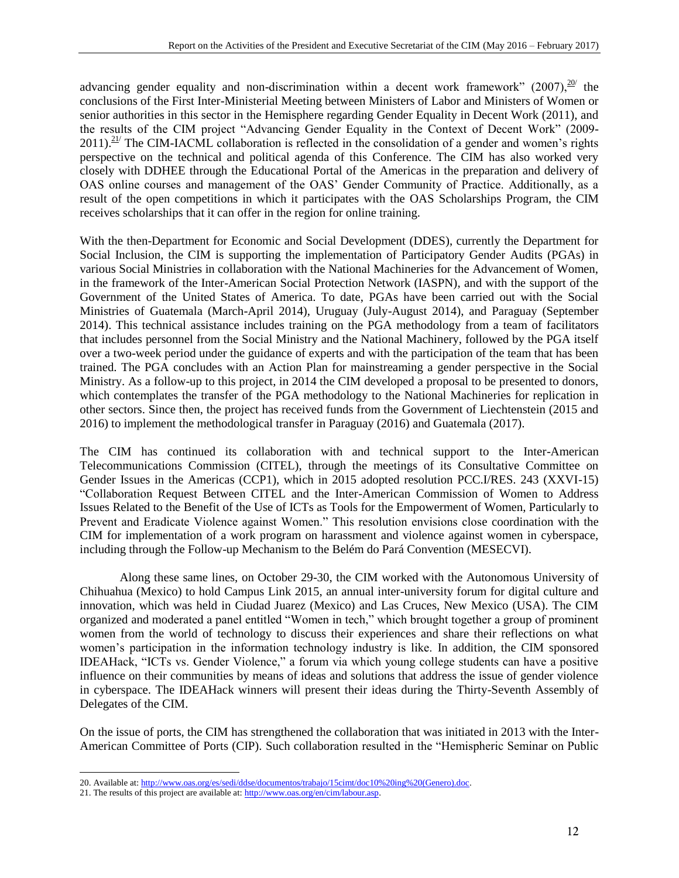advancing gender equality and non-discrimination within a decent work framework" (2007),[20] the conclusions of the First Inter-Ministerial Meeting between Ministers of Labor and Ministers of Women or senior authorities in this sector in the Hemisphere regarding Gender Equality in Decent Work (2011), and the results of the CIM project "Advancing Gender Equality in the Context of Decent Work" (2009-2011).[21] The CIM-IACML collaboration is reflected in the consolidation of a gender and women's rights perspective on the technical and political agenda of this Conference. The CIM has also worked very closely with DDHEE through the Educational Portal of the Americas in the preparation and delivery of OAS online courses and management of the OAS' Gender Community of Practice. Additionally, as a result of the open competitions in which it participates with the OAS Scholarships Program, the CIM receives scholarships that it can offer in the region for online training.

With the then-Department for Economic and Social Development (DDES), currently the Department for Social Inclusion, the CIM is supporting the implementation of Participatory Gender Audits (PGAs) in various Social Ministries in collaboration with the National Machineries for the Advancement of Women, in the framework of the Inter-American Social Protection Network (IASPN), and with the support of the Government of the United States of America. To date, PGAs have been carried out with the Social Ministries of Guatemala (March-April 2014), Uruguay (July-August 2014), and Paraguay (September 2014). This technical assistance includes training on the PGA methodology from a team of facilitators that includes personnel from the Social Ministry and the National Machinery, followed by the PGA itself over a two-week period under the guidance of experts and with the participation of the team that has been trained. The PGA concludes with an Action Plan for mainstreaming a gender perspective in the Social Ministry. As a follow-up to this project, in 2014 the CIM developed a proposal to be presented to donors, which contemplates the transfer of the PGA methodology to the National Machineries for replication in other sectors. Since then, the project has received funds from the Government of Liechtenstein (2015 and 2016) to implement the methodological transfer in Paraguay (2016) and Guatemala (2017).

The CIM has continued its collaboration with and technical support to the Inter-American Telecommunications Commission (CITEL), through the meetings of its Consultative Committee on Gender Issues in the Americas (CCP1), which in 2015 adopted resolution PCC.I/RES. 243 (XXVI-15) "Collaboration Request Between CITEL and the Inter-American Commission of Women to Address Issues Related to the Benefit of the Use of ICTs as Tools for the Empowerment of Women, Particularly to Prevent and Eradicate Violence against Women." This resolution envisions close coordination with the CIM for implementation of a work program on harassment and violence against women in cyberspace, including through the Follow-up Mechanism to the Belém do Pará Convention (MESECVI).

Along these same lines, on October 29-30, the CIM worked with the Autonomous University of Chihuahua (Mexico) to hold Campus Link 2015, an annual inter-university forum for digital culture and innovation, which was held in Ciudad Juarez (Mexico) and Las Cruces, New Mexico (USA). The CIM organized and moderated a panel entitled "Women in tech," which brought together a group of prominent women from the world of technology to discuss their experiences and share their reflections on what women's participation in the information technology industry is like. In addition, the CIM sponsored IDEAHack, "ICTs vs. Gender Violence," a forum via which young college students can have a positive influence on their communities by means of ideas and solutions that address the issue of gender violence in cyberspace. The IDEAHack winners will present their ideas during the Thirty-Seventh Assembly of Delegates of the CIM.

On the issue of ports, the CIM has strengthened the collaboration that was initiated in 2013 with the Inter-American Committee of Ports (CIP). Such collaboration resulted in the "Hemispheric Seminar on Public

---

20. Available at: http://www.oas.org/es/sedi/ddse/documentos/trabajo/15cimt/doc10%20ing%20(Genero).doc.

21. The results of this project are available at: http://www.oas.org/en/cim/labour.asp.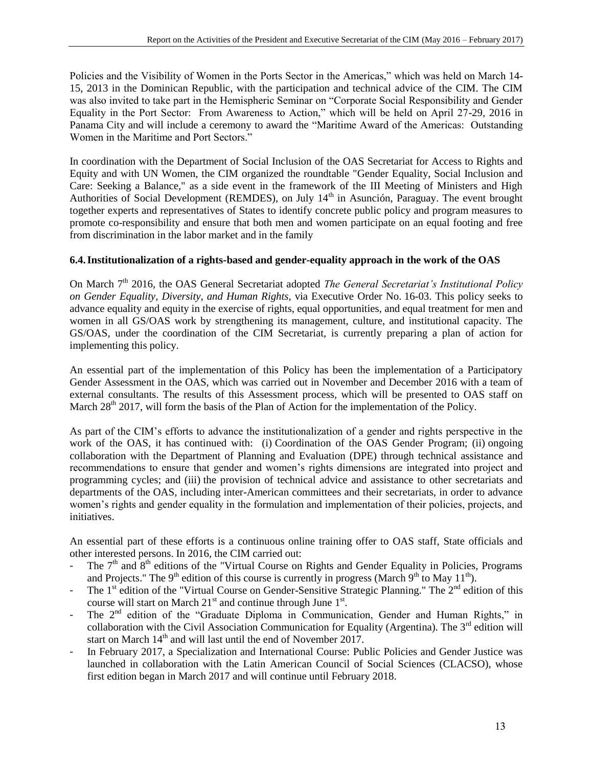Policies and the Visibility of Women in the Ports Sector in the Americas," which was held on March 14-15, 2013 in the Dominican Republic, with the participation and technical advice of the CIM. The CIM was also invited to take part in the Hemispheric Seminar on "Corporate Social Responsibility and Gender Equality in the Port Sector: From Awareness to Action," which will be held on April 27-29, 2016 in Panama City and will include a ceremony to award the "Maritime Award of the Americas: Outstanding Women in the Maritime and Port Sectors."

In coordination with the Department of Social Inclusion of the OAS Secretariat for Access to Rights and Equity and with UN Women, the CIM organized the roundtable "Gender Equality, Social Inclusion and Care: Seeking a Balance," as a side event in the framework of the III Meeting of Ministers and High Authorities of Social Development (REMDES), on July 14th in Asunción, Paraguay. The event brought together experts and representatives of States to identify concrete public policy and program measures to promote co-responsibility and ensure that both men and women participate on an equal footing and free from discrimination in the labor market and in the family

### 6.4. Institutionalization of a rights-based and gender-equality approach in the work of the OAS

On March 7th 2016, the OAS General Secretariat adopted *The General Secretariat's Institutional Policy on Gender Equality, Diversity, and Human Rights*, via Executive Order No. 16-03. This policy seeks to advance equality and equity in the exercise of rights, equal opportunities, and equal treatment for men and women in all GS/OAS work by strengthening its management, culture, and institutional capacity. The GS/OAS, under the coordination of the CIM Secretariat, is currently preparing a plan of action for implementing this policy.

An essential part of the implementation of this Policy has been the implementation of a Participatory Gender Assessment in the OAS, which was carried out in November and December 2016 with a team of external consultants. The results of this Assessment process, which will be presented to OAS staff on March 28th 2017, will form the basis of the Plan of Action for the implementation of the Policy.

As part of the CIM's efforts to advance the institutionalization of a gender and rights perspective in the work of the OAS, it has continued with: (i) Coordination of the OAS Gender Program; (ii) ongoing collaboration with the Department of Planning and Evaluation (DPE) through technical assistance and recommendations to ensure that gender and women's rights dimensions are integrated into project and programming cycles; and (iii) the provision of technical advice and assistance to other secretariats and departments of the OAS, including inter-American committees and their secretariats, in order to advance women's rights and gender equality in the formulation and implementation of their policies, projects, and initiatives.

An essential part of these efforts is a continuous online training offer to OAS staff, State officials and other interested persons. In 2016, the CIM carried out:

- The 7th and 8th editions of the "Virtual Course on Rights and Gender Equality in Policies, Programs and Projects." The 9th edition of this course is currently in progress (March 9th to May 11th).
- The 1st edition of the "Virtual Course on Gender-Sensitive Strategic Planning." The 2nd edition of this course will start on March 21st and continue through June 1st.
- The 2nd edition of the "Graduate Diploma in Communication, Gender and Human Rights," in collaboration with the Civil Association Communication for Equality (Argentina). The 3rd edition will start on March 14th and will last until the end of November 2017.
- In February 2017, a Specialization and International Course: Public Policies and Gender Justice was launched in collaboration with the Latin American Council of Social Sciences (CLACSO), whose first edition began in March 2017 and will continue until February 2018.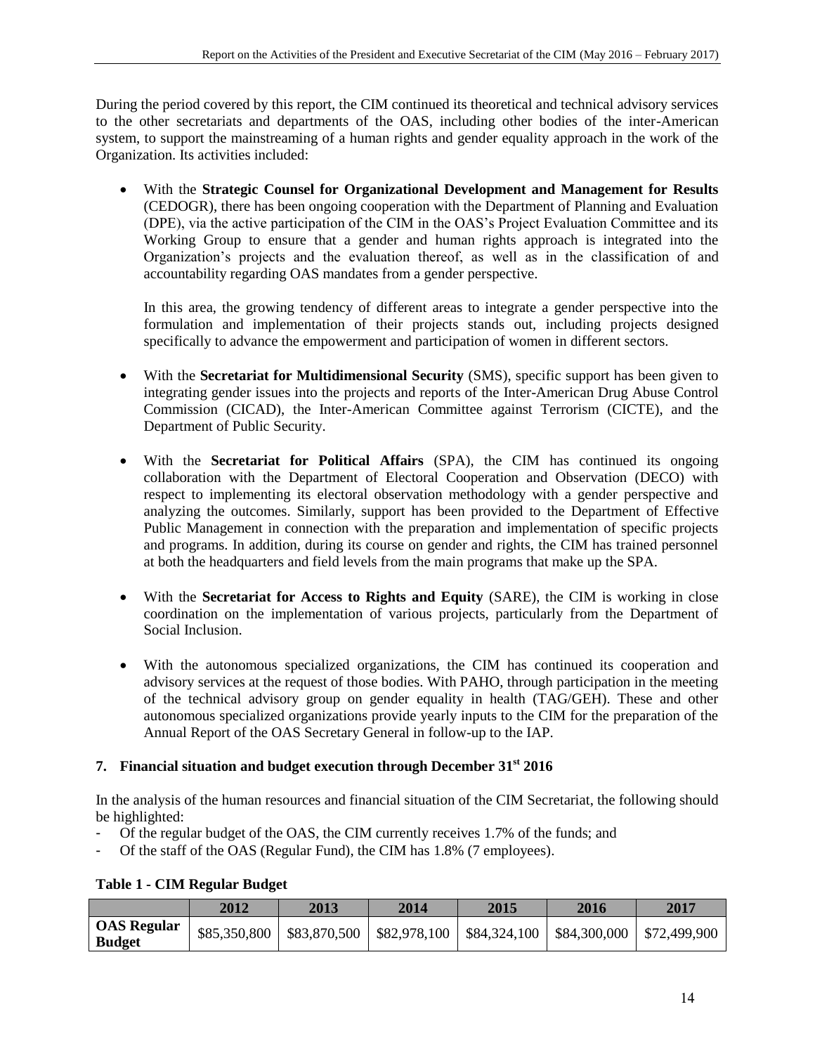During the period covered by this report, the CIM continued its theoretical and technical advisory services to the other secretariats and departments of the OAS, including other bodies of the inter-American system, to support the mainstreaming of a human rights and gender equality approach in the work of the Organization. Its activities included:

- With the **Strategic Counsel for Organizational Development and Management for Results** (CEDOGR), there has been ongoing cooperation with the Department of Planning and Evaluation (DPE), via the active participation of the CIM in the OAS's Project Evaluation Committee and its Working Group to ensure that a gender and human rights approach is integrated into the Organization's projects and the evaluation thereof, as well as in the classification of and accountability regarding OAS mandates from a gender perspective.

  In this area, the growing tendency of different areas to integrate a gender perspective into the formulation and implementation of their projects stands out, including projects designed specifically to advance the empowerment and participation of women in different sectors.

- With the **Secretariat for Multidimensional Security** (SMS), specific support has been given to integrating gender issues into the projects and reports of the Inter-American Drug Abuse Control Commission (CICAD), the Inter-American Committee against Terrorism (CICTE), and the Department of Public Security.

- With the **Secretariat for Political Affairs** (SPA), the CIM has continued its ongoing collaboration with the Department of Electoral Cooperation and Observation (DECO) with respect to implementing its electoral observation methodology with a gender perspective and analyzing the outcomes. Similarly, support has been provided to the Department of Effective Public Management in connection with the preparation and implementation of specific projects and programs. In addition, during its course on gender and rights, the CIM has trained personnel at both the headquarters and field levels from the main programs that make up the SPA.

- With the **Secretariat for Access to Rights and Equity** (SARE), the CIM is working in close coordination on the implementation of various projects, particularly from the Department of Social Inclusion.

- With the autonomous specialized organizations, the CIM has continued its cooperation and advisory services at the request of those bodies. With PAHO, through participation in the meeting of the technical advisory group on gender equality in health (TAG/GEH). These and other autonomous specialized organizations provide yearly inputs to the CIM for the preparation of the Annual Report of the OAS Secretary General in follow-up to the IAP.

## 7. Financial situation and budget execution through December 31st 2016

In the analysis of the human resources and financial situation of the CIM Secretariat, the following should be highlighted:

- Of the regular budget of the OAS, the CIM currently receives 1.7% of the funds; and
- Of the staff of the OAS (Regular Fund), the CIM has 1.8% (7 employees).

**Table 1 - CIM Regular Budget**

| | 2012 | 2013 | 2014 | 2015 | 2016 | 2017 |
|---|---|---|---|---|---|---|
| **OAS Regular Budget** | $85,350,800 | $83,870,500 | $82,978,100 | $84,324,100 | $84,300,000 | $72,499,900 |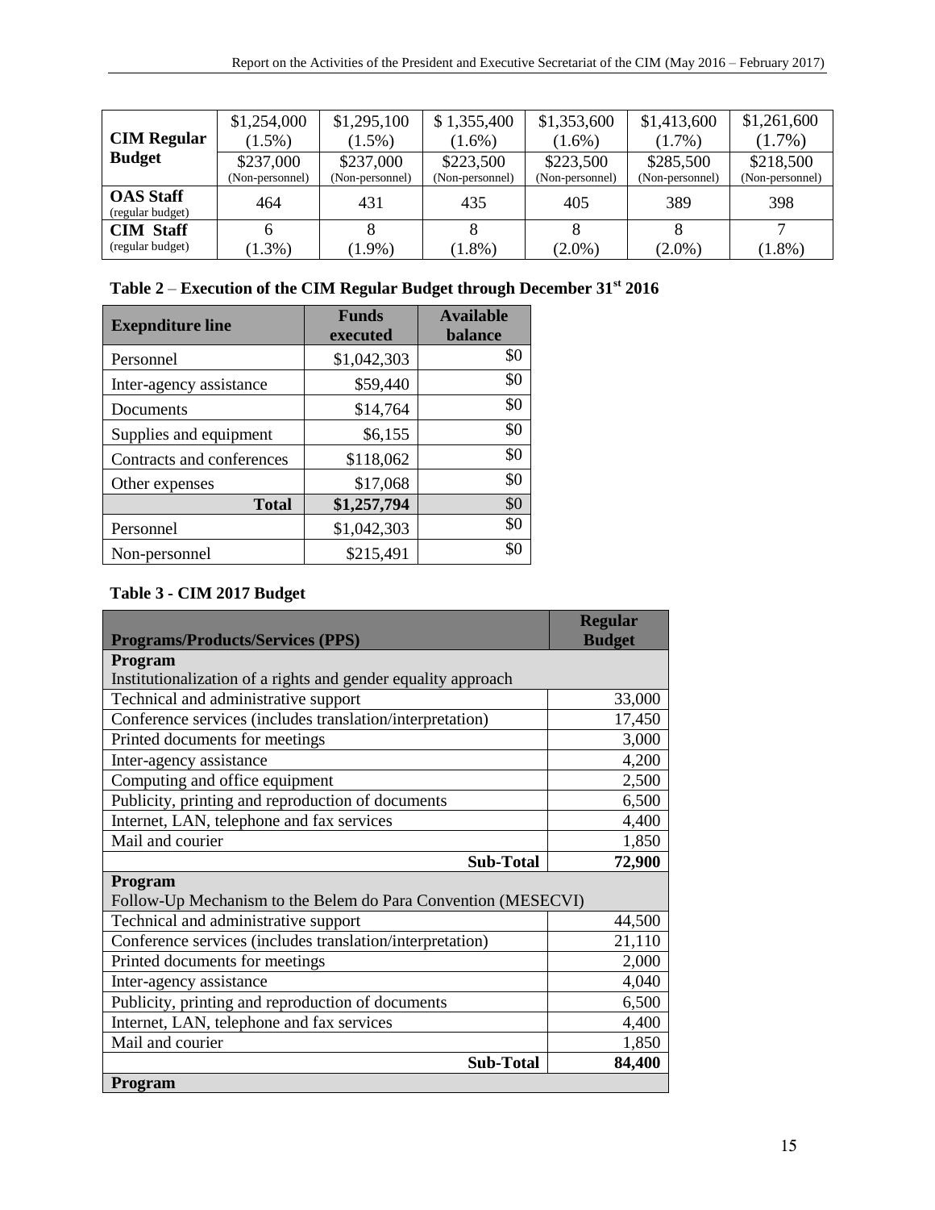| | | | | | | |
|---|---|---|---|---|---|---|
| **CIM Regular Budget** | $1,254,000 (1.5%) | $1,295,100 (1.5%) | $ 1,355,400 (1.6%) | $1,353,600 (1.6%) | $1,413,600 (1.7%) | $1,261,600 (1.7%) |
| | $237,000 (Non-personnel) | $237,000 (Non-personnel) | $223,500 (Non-personnel) | $223,500 (Non-personnel) | $285,500 (Non-personnel) | $218,500 (Non-personnel) |
| **OAS Staff** (regular budget) | 464 | 431 | 435 | 405 | 389 | 398 |
| **CIM Staff** (regular budget) | 6 (1.3%) | 8 (1.9%) | 8 (1.8%) | 8 (2.0%) | 8 (2.0%) | 7 (1.8%) |

**Table 2** – **Execution of the CIM Regular Budget through December 31st 2016**

| Exepnditure line | Funds executed | Available balance |
|---|---|---|
| Personnel | $1,042,303 | $0 |
| Inter-agency assistance | $59,440 | $0 |
| Documents | $14,764 | $0 |
| Supplies and equipment | $6,155 | $0 |
| Contracts and conferences | $118,062 | $0 |
| Other expenses | $17,068 | $0 |
| **Total** | **$1,257,794** | $0 |
| Personnel | $1,042,303 | $0 |
| Non-personnel | $215,491 | $0 |

**Table 3 - CIM 2017 Budget**

| Programs/Products/Services (PPS) | Regular Budget |
|---|---|
| **Program** Institutionalization of a rights and gender equality approach | |
| Technical and administrative support | 33,000 |
| Conference services (includes translation/interpretation) | 17,450 |
| Printed documents for meetings | 3,000 |
| Inter-agency assistance | 4,200 |
| Computing and office equipment | 2,500 |
| Publicity, printing and reproduction of documents | 6,500 |
| Internet, LAN, telephone and fax services | 4,400 |
| Mail and courier | 1,850 |
| **Sub-Total** | **72,900** |
| **Program** Follow-Up Mechanism to the Belem do Para Convention (MESECVI) | |
| Technical and administrative support | 44,500 |
| Conference services (includes translation/interpretation) | 21,110 |
| Printed documents for meetings | 2,000 |
| Inter-agency assistance | 4,040 |
| Publicity, printing and reproduction of documents | 6,500 |
| Internet, LAN, telephone and fax services | 4,400 |
| Mail and courier | 1,850 |
| **Sub-Total** | **84,400** |
| **Program** | |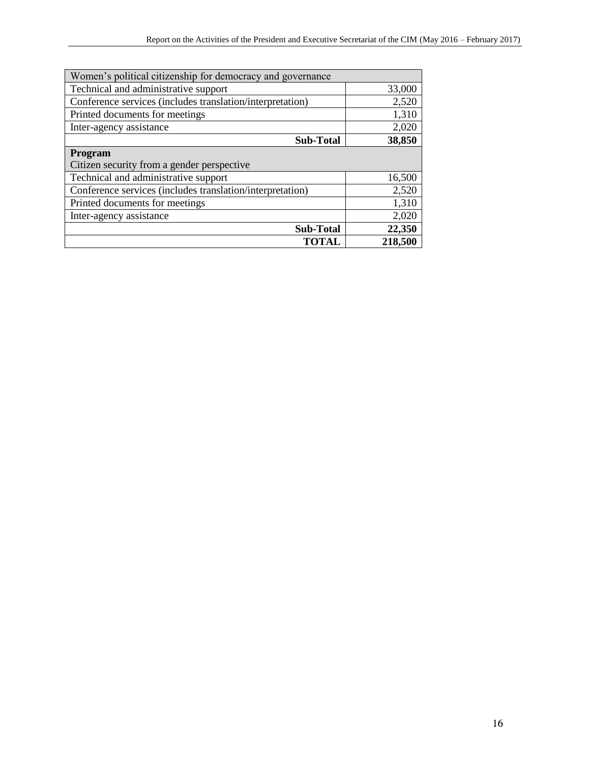| | |
|---|---|
| Women's political citizenship for democracy and governance | |
| Technical and administrative support | 33,000 |
| Conference services (includes translation/interpretation) | 2,520 |
| Printed documents for meetings | 1,310 |
| Inter-agency assistance | 2,020 |
| **Sub-Total** | **38,850** |
| **Program**<br>Citizen security from a gender perspective | |
| Technical and administrative support | 16,500 |
| Conference services (includes translation/interpretation) | 2,520 |
| Printed documents for meetings | 1,310 |
| Inter-agency assistance | 2,020 |
| **Sub-Total** | **22,350** |
| **TOTAL** | **218,500** |